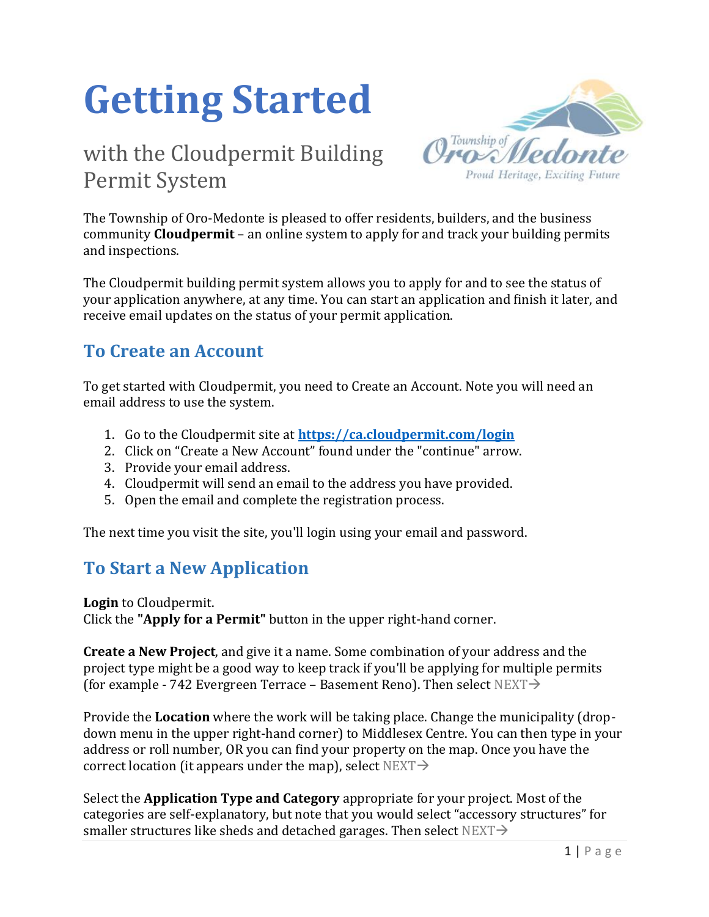# Getting Started

with the Cloudpermit Building Permit System

The Township of Oro-Medonte is pleased to offer residents, builders, and the business community **Cloudpermit** – an online system to apply for and track your building permits and inspections.

The Cloudpermit building permit system allows you to apply for and to see the status of your application anywhere, at any time. You can start an application and finish it later, and receive email updates on the status of your permit application.

## To Create an Account

To get started with Cloudpermit, you need to Create an Account. Note you will need an email address to use the system.

1. Go to the Cloudpermit site at **https://ca.cloudpermit.com/login**
2. Click on "Create a New Account" found under the "continue" arrow.
3. Provide your email address.
4. Cloudpermit will send an email to the address you have provided.
5. Open the email and complete the registration process.

The next time you visit the site, you'll login using your email and password.

## To Start a New Application

**Login** to Cloudpermit.
Click the **"Apply for a Permit"** button in the upper right-hand corner.

**Create a New Project**, and give it a name. Some combination of your address and the project type might be a good way to keep track if you'll be applying for multiple permits (for example - 742 Evergreen Terrace – Basement Reno). Then select NEXT→

Provide the **Location** where the work will be taking place. Change the municipality (drop-down menu in the upper right-hand corner) to Middlesex Centre. You can then type in your address or roll number, OR you can find your property on the map. Once you have the correct location (it appears under the map), select NEXT→

Select the **Application Type and Category** appropriate for your project. Most of the categories are self-explanatory, but note that you would select "accessory structures" for smaller structures like sheds and detached garages. Then select NEXT→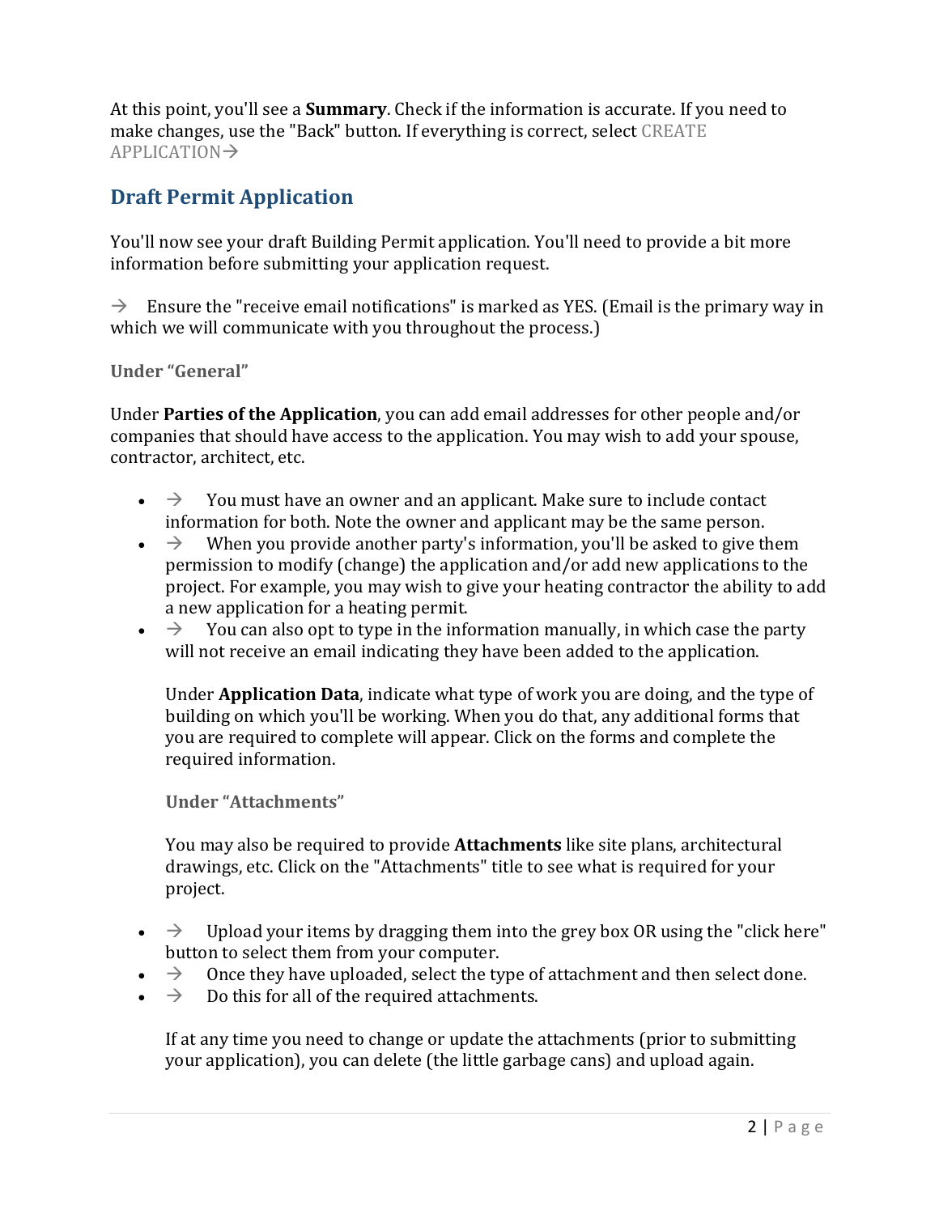At this point, you'll see a **Summary**. Check if the information is accurate. If you need to make changes, use the "Back" button. If everything is correct, select CREATE APPLICATION→

## Draft Permit Application

You'll now see your draft Building Permit application. You'll need to provide a bit more information before submitting your application request.

→ Ensure the "receive email notifications" is marked as YES. (Email is the primary way in which we will communicate with you throughout the process.)

#### Under "General"

Under **Parties of the Application**, you can add email addresses for other people and/or companies that should have access to the application. You may wish to add your spouse, contractor, architect, etc.

- → You must have an owner and an applicant. Make sure to include contact information for both. Note the owner and applicant may be the same person.
- → When you provide another party's information, you'll be asked to give them permission to modify (change) the application and/or add new applications to the project. For example, you may wish to give your heating contractor the ability to add a new application for a heating permit.
- → You can also opt to type in the information manually, in which case the party will not receive an email indicating they have been added to the application.

Under **Application Data**, indicate what type of work you are doing, and the type of building on which you'll be working. When you do that, any additional forms that you are required to complete will appear. Click on the forms and complete the required information.

#### Under "Attachments"

You may also be required to provide **Attachments** like site plans, architectural drawings, etc. Click on the "Attachments" title to see what is required for your project.

- → Upload your items by dragging them into the grey box OR using the "click here" button to select them from your computer.
- → Once they have uploaded, select the type of attachment and then select done.
- → Do this for all of the required attachments.

If at any time you need to change or update the attachments (prior to submitting your application), you can delete (the little garbage cans) and upload again.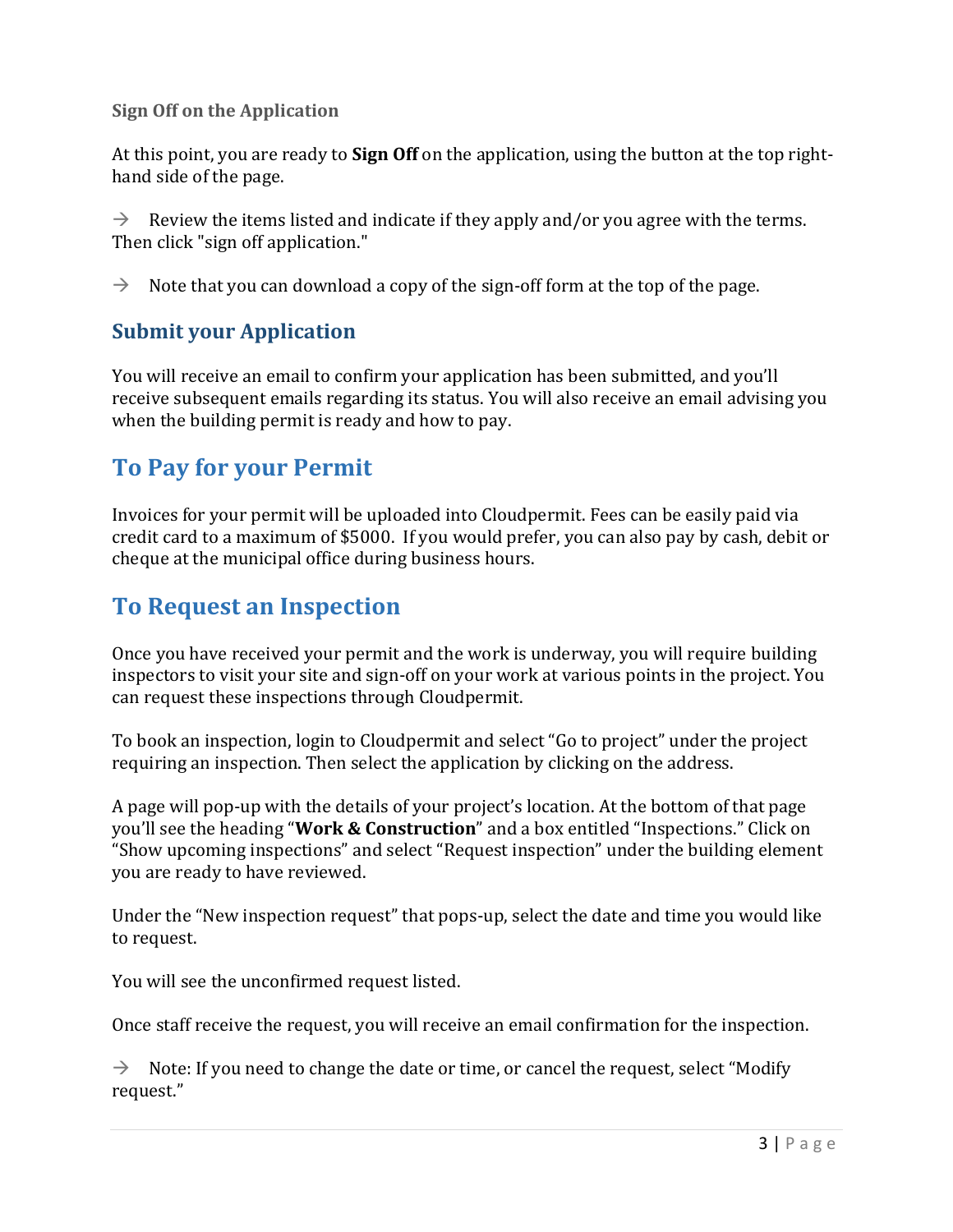### Sign Off on the Application

At this point, you are ready to **Sign Off** on the application, using the button at the top right-hand side of the page.

→ Review the items listed and indicate if they apply and/or you agree with the terms. Then click "sign off application."

→ Note that you can download a copy of the sign-off form at the top of the page.

## Submit your Application

You will receive an email to confirm your application has been submitted, and you'll receive subsequent emails regarding its status. You will also receive an email advising you when the building permit is ready and how to pay.

# To Pay for your Permit

Invoices for your permit will be uploaded into Cloudpermit. Fees can be easily paid via credit card to a maximum of $5000. If you would prefer, you can also pay by cash, debit or cheque at the municipal office during business hours.

# To Request an Inspection

Once you have received your permit and the work is underway, you will require building inspectors to visit your site and sign-off on your work at various points in the project. You can request these inspections through Cloudpermit.

To book an inspection, login to Cloudpermit and select "Go to project" under the project requiring an inspection. Then select the application by clicking on the address.

A page will pop-up with the details of your project's location. At the bottom of that page you'll see the heading "**Work & Construction**" and a box entitled "Inspections." Click on "Show upcoming inspections" and select "Request inspection" under the building element you are ready to have reviewed.

Under the "New inspection request" that pops-up, select the date and time you would like to request.

You will see the unconfirmed request listed.

Once staff receive the request, you will receive an email confirmation for the inspection.

→ Note: If you need to change the date or time, or cancel the request, select "Modify request."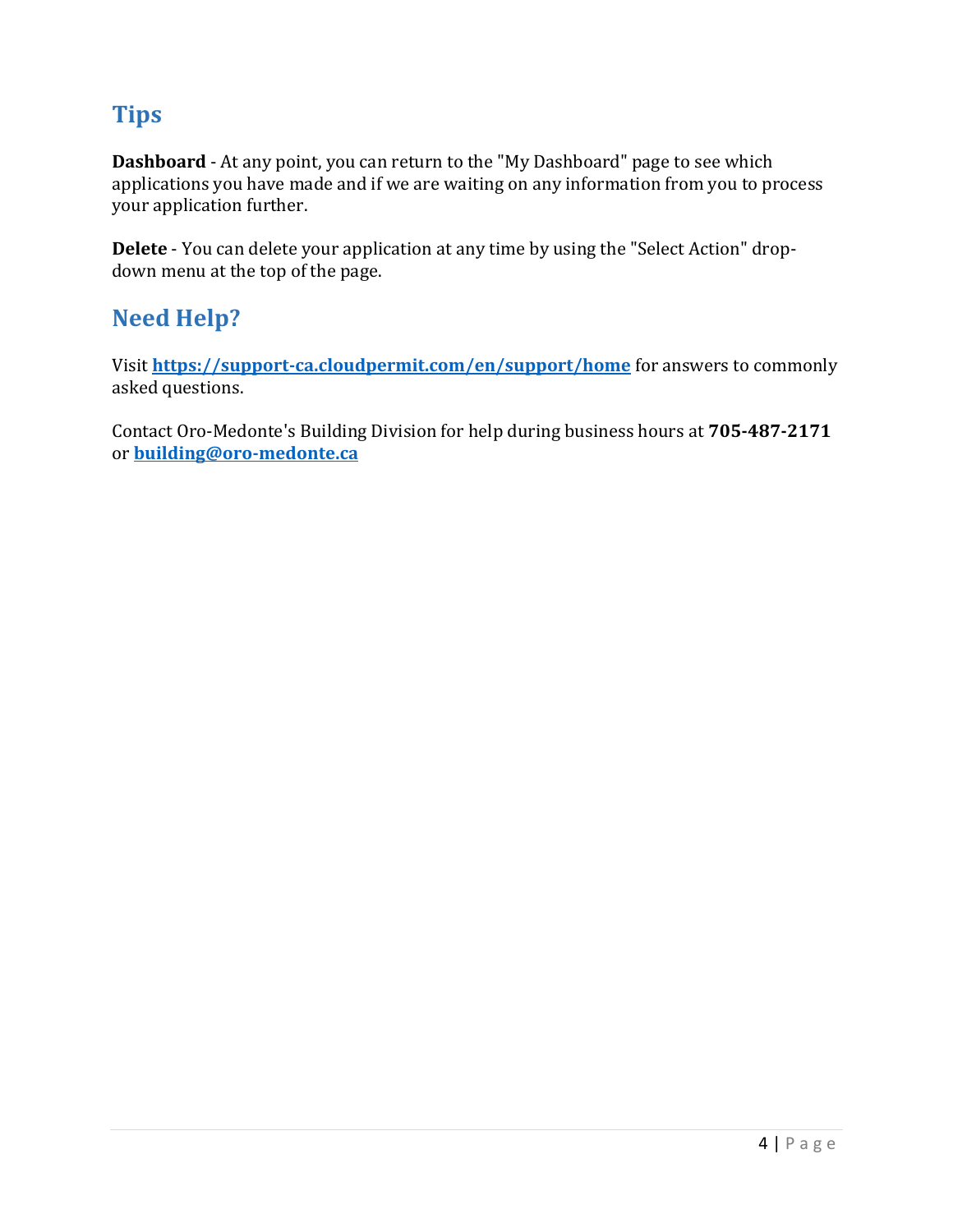## Tips

**Dashboard** - At any point, you can return to the "My Dashboard" page to see which applications you have made and if we are waiting on any information from you to process your application further.

**Delete** - You can delete your application at any time by using the "Select Action" drop-down menu at the top of the page.

## Need Help?

Visit **https://support-ca.cloudpermit.com/en/support/home** for answers to commonly asked questions.

Contact Oro-Medonte's Building Division for help during business hours at **705-487-2171** or **building@oro-medonte.ca**